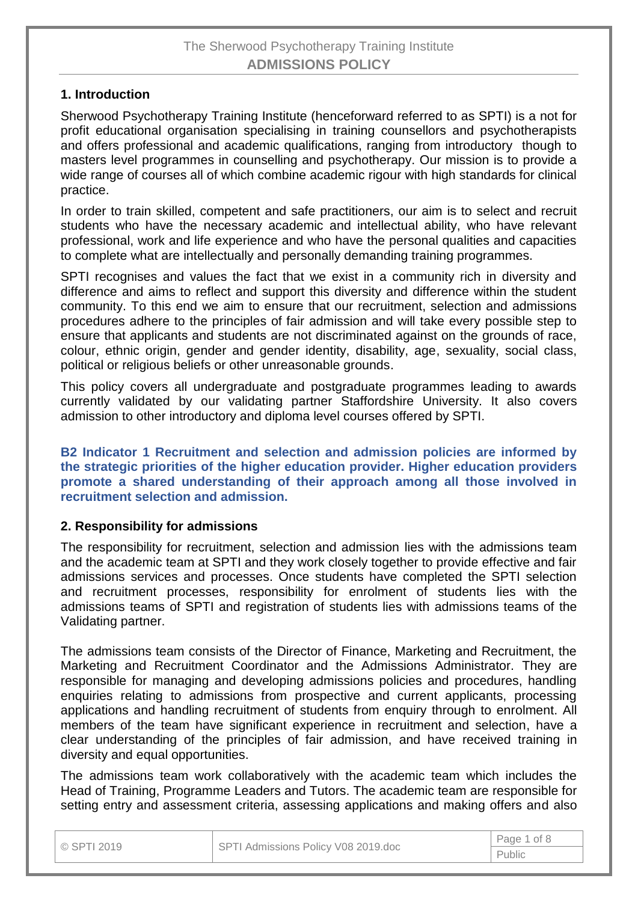# The Sherwood Psychotherapy Training Institute
## ADMISSIONS POLICY

### 1. Introduction

Sherwood Psychotherapy Training Institute (henceforward referred to as SPTI) is a not for profit educational organisation specialising in training counsellors and psychotherapists and offers professional and academic qualifications, ranging from introductory though to masters level programmes in counselling and psychotherapy. Our mission is to provide a wide range of courses all of which combine academic rigour with high standards for clinical practice.

In order to train skilled, competent and safe practitioners, our aim is to select and recruit students who have the necessary academic and intellectual ability, who have relevant professional, work and life experience and who have the personal qualities and capacities to complete what are intellectually and personally demanding training programmes.

SPTI recognises and values the fact that we exist in a community rich in diversity and difference and aims to reflect and support this diversity and difference within the student community. To this end we aim to ensure that our recruitment, selection and admissions procedures adhere to the principles of fair admission and will take every possible step to ensure that applicants and students are not discriminated against on the grounds of race, colour, ethnic origin, gender and gender identity, disability, age, sexuality, social class, political or religious beliefs or other unreasonable grounds.

This policy covers all undergraduate and postgraduate programmes leading to awards currently validated by our validating partner Staffordshire University. It also covers admission to other introductory and diploma level courses offered by SPTI.

**B2 Indicator 1 Recruitment and selection and admission policies are informed by the strategic priorities of the higher education provider. Higher education providers promote a shared understanding of their approach among all those involved in recruitment selection and admission.**

### 2. Responsibility for admissions

The responsibility for recruitment, selection and admission lies with the admissions team and the academic team at SPTI and they work closely together to provide effective and fair admissions services and processes. Once students have completed the SPTI selection and recruitment processes, responsibility for enrolment of students lies with the admissions teams of SPTI and registration of students lies with admissions teams of the Validating partner.

The admissions team consists of the Director of Finance, Marketing and Recruitment, the Marketing and Recruitment Coordinator and the Admissions Administrator. They are responsible for managing and developing admissions policies and procedures, handling enquiries relating to admissions from prospective and current applicants, processing applications and handling recruitment of students from enquiry through to enrolment. All members of the team have significant experience in recruitment and selection, have a clear understanding of the principles of fair admission, and have received training in diversity and equal opportunities.

The admissions team work collaboratively with the academic team which includes the Head of Training, Programme Leaders and Tutors. The academic team are responsible for setting entry and assessment criteria, assessing applications and making offers and also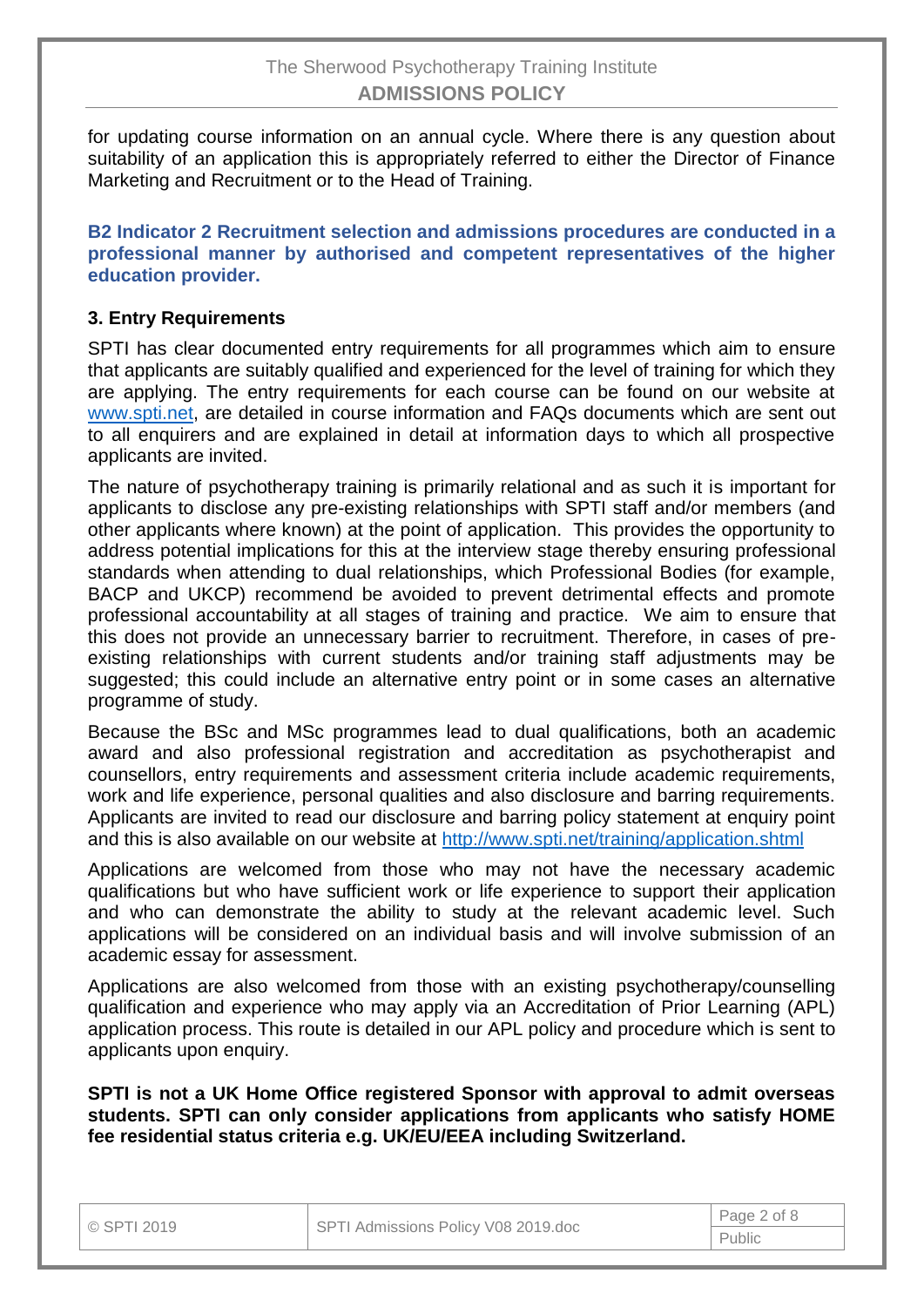for updating course information on an annual cycle. Where there is any question about suitability of an application this is appropriately referred to either the Director of Finance Marketing and Recruitment or to the Head of Training.

**B2 Indicator 2 Recruitment selection and admissions procedures are conducted in a professional manner by authorised and competent representatives of the higher education provider.**

### 3. Entry Requirements

SPTI has clear documented entry requirements for all programmes which aim to ensure that applicants are suitably qualified and experienced for the level of training for which they are applying. The entry requirements for each course can be found on our website at www.spti.net, are detailed in course information and FAQs documents which are sent out to all enquirers and are explained in detail at information days to which all prospective applicants are invited.

The nature of psychotherapy training is primarily relational and as such it is important for applicants to disclose any pre-existing relationships with SPTI staff and/or members (and other applicants where known) at the point of application. This provides the opportunity to address potential implications for this at the interview stage thereby ensuring professional standards when attending to dual relationships, which Professional Bodies (for example, BACP and UKCP) recommend be avoided to prevent detrimental effects and promote professional accountability at all stages of training and practice. We aim to ensure that this does not provide an unnecessary barrier to recruitment. Therefore, in cases of pre-existing relationships with current students and/or training staff adjustments may be suggested; this could include an alternative entry point or in some cases an alternative programme of study.

Because the BSc and MSc programmes lead to dual qualifications, both an academic award and also professional registration and accreditation as psychotherapist and counsellors, entry requirements and assessment criteria include academic requirements, work and life experience, personal qualities and also disclosure and barring requirements. Applicants are invited to read our disclosure and barring policy statement at enquiry point and this is also available on our website at http://www.spti.net/training/application.shtml

Applications are welcomed from those who may not have the necessary academic qualifications but who have sufficient work or life experience to support their application and who can demonstrate the ability to study at the relevant academic level. Such applications will be considered on an individual basis and will involve submission of an academic essay for assessment.

Applications are also welcomed from those with an existing psychotherapy/counselling qualification and experience who may apply via an Accreditation of Prior Learning (APL) application process. This route is detailed in our APL policy and procedure which is sent to applicants upon enquiry.

**SPTI is not a UK Home Office registered Sponsor with approval to admit overseas students. SPTI can only consider applications from applicants who satisfy HOME fee residential status criteria e.g. UK/EU/EEA including Switzerland.**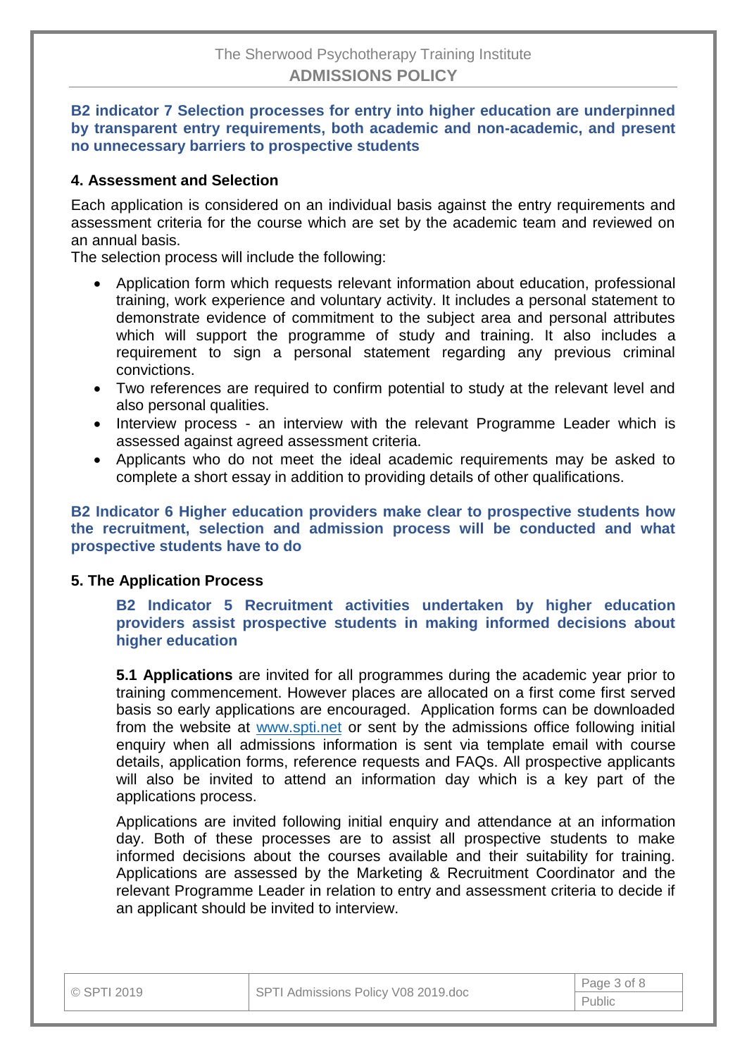**B2 indicator 7 Selection processes for entry into higher education are underpinned by transparent entry requirements, both academic and non-academic, and present no unnecessary barriers to prospective students**

## 4. Assessment and Selection

Each application is considered on an individual basis against the entry requirements and assessment criteria for the course which are set by the academic team and reviewed on an annual basis.
The selection process will include the following:

- Application form which requests relevant information about education, professional training, work experience and voluntary activity. It includes a personal statement to demonstrate evidence of commitment to the subject area and personal attributes which will support the programme of study and training. It also includes a requirement to sign a personal statement regarding any previous criminal convictions.
- Two references are required to confirm potential to study at the relevant level and also personal qualities.
- Interview process - an interview with the relevant Programme Leader which is assessed against agreed assessment criteria.
- Applicants who do not meet the ideal academic requirements may be asked to complete a short essay in addition to providing details of other qualifications.

**B2 Indicator 6 Higher education providers make clear to prospective students how the recruitment, selection and admission process will be conducted and what prospective students have to do**

## 5. The Application Process

**B2 Indicator 5 Recruitment activities undertaken by higher education providers assist prospective students in making informed decisions about higher education**

**5.1 Applications** are invited for all programmes during the academic year prior to training commencement. However places are allocated on a first come first served basis so early applications are encouraged. Application forms can be downloaded from the website at [www.spti.net](www.spti.net) or sent by the admissions office following initial enquiry when all admissions information is sent via template email with course details, application forms, reference requests and FAQs. All prospective applicants will also be invited to attend an information day which is a key part of the applications process.

Applications are invited following initial enquiry and attendance at an information day. Both of these processes are to assist all prospective students to make informed decisions about the courses available and their suitability for training. Applications are assessed by the Marketing & Recruitment Coordinator and the relevant Programme Leader in relation to entry and assessment criteria to decide if an applicant should be invited to interview.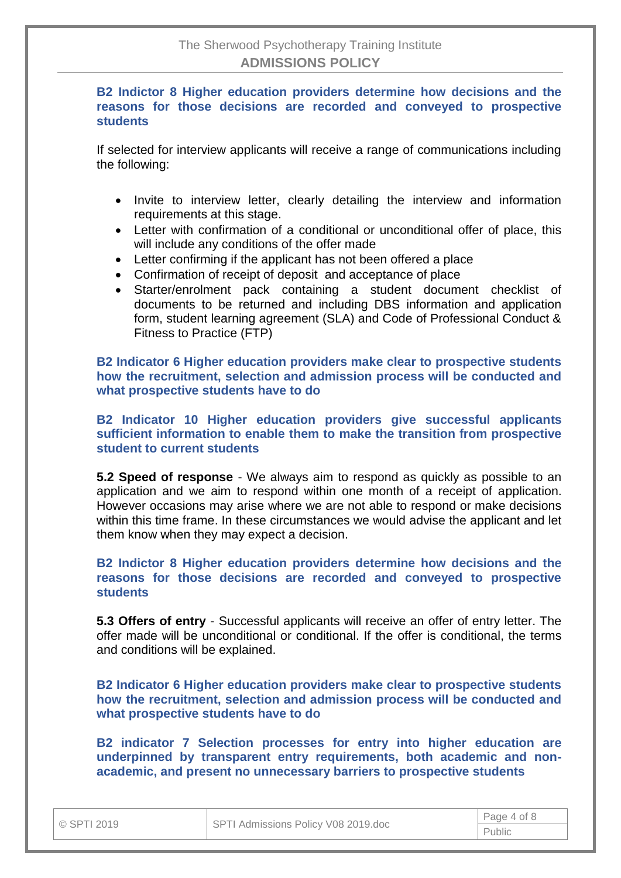**B2 Indictor 8 Higher education providers determine how decisions and the reasons for those decisions are recorded and conveyed to prospective students**

If selected for interview applicants will receive a range of communications including the following:

- Invite to interview letter, clearly detailing the interview and information requirements at this stage.
- Letter with confirmation of a conditional or unconditional offer of place, this will include any conditions of the offer made
- Letter confirming if the applicant has not been offered a place
- Confirmation of receipt of deposit and acceptance of place
- Starter/enrolment pack containing a student document checklist of documents to be returned and including DBS information and application form, student learning agreement (SLA) and Code of Professional Conduct & Fitness to Practice (FTP)

**B2 Indicator 6 Higher education providers make clear to prospective students how the recruitment, selection and admission process will be conducted and what prospective students have to do**

**B2 Indicator 10 Higher education providers give successful applicants sufficient information to enable them to make the transition from prospective student to current students**

**5.2 Speed of response** - We always aim to respond as quickly as possible to an application and we aim to respond within one month of a receipt of application. However occasions may arise where we are not able to respond or make decisions within this time frame. In these circumstances we would advise the applicant and let them know when they may expect a decision.

**B2 Indictor 8 Higher education providers determine how decisions and the reasons for those decisions are recorded and conveyed to prospective students**

**5.3 Offers of entry** - Successful applicants will receive an offer of entry letter. The offer made will be unconditional or conditional. If the offer is conditional, the terms and conditions will be explained.

**B2 Indicator 6 Higher education providers make clear to prospective students how the recruitment, selection and admission process will be conducted and what prospective students have to do**

**B2 indicator 7 Selection processes for entry into higher education are underpinned by transparent entry requirements, both academic and non-academic, and present no unnecessary barriers to prospective students**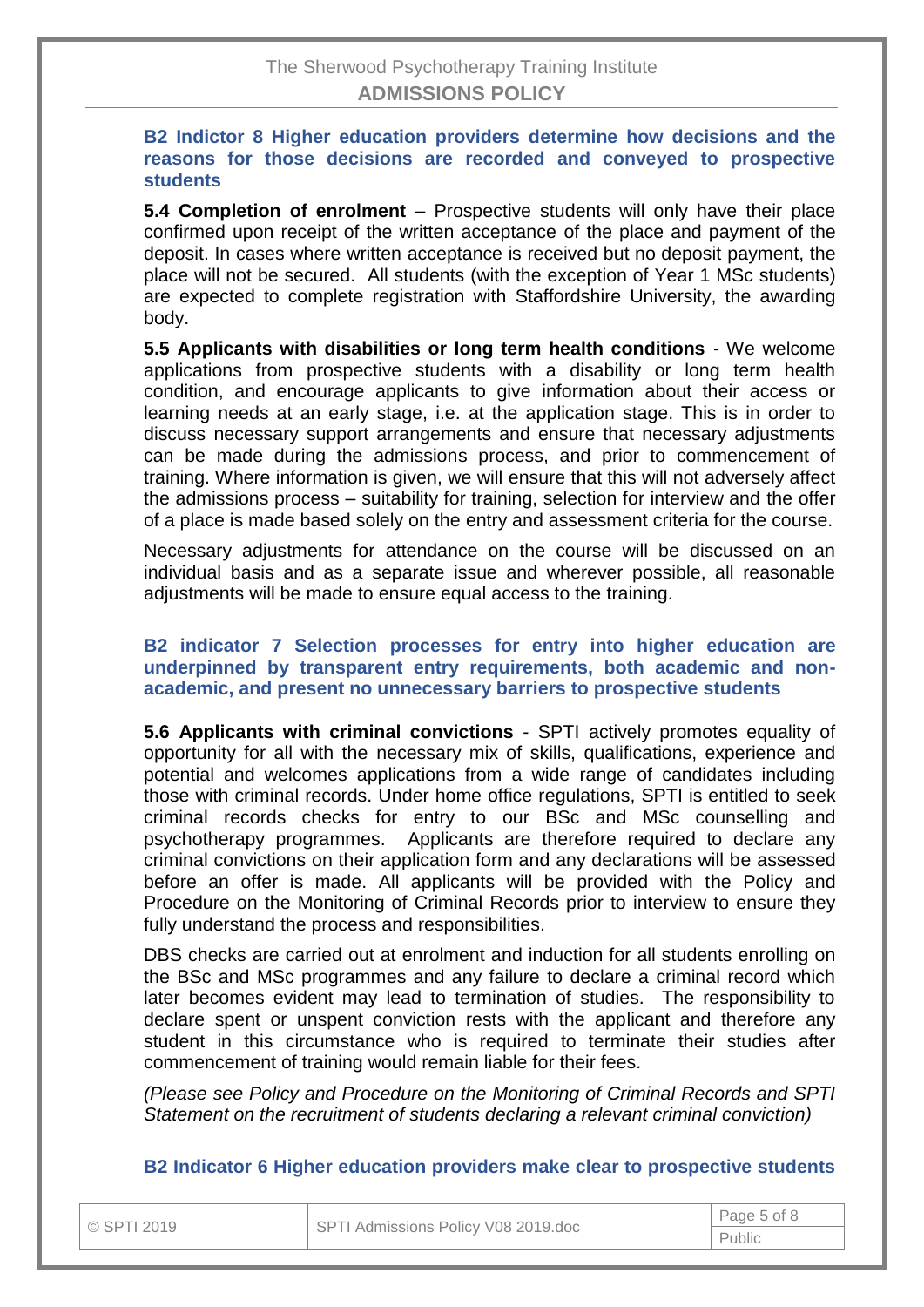### B2 Indictor 8 Higher education providers determine how decisions and the reasons for those decisions are recorded and conveyed to prospective students

**5.4 Completion of enrolment** – Prospective students will only have their place confirmed upon receipt of the written acceptance of the place and payment of the deposit. In cases where written acceptance is received but no deposit payment, the place will not be secured. All students (with the exception of Year 1 MSc students) are expected to complete registration with Staffordshire University, the awarding body.

**5.5 Applicants with disabilities or long term health conditions** - We welcome applications from prospective students with a disability or long term health condition, and encourage applicants to give information about their access or learning needs at an early stage, i.e. at the application stage. This is in order to discuss necessary support arrangements and ensure that necessary adjustments can be made during the admissions process, and prior to commencement of training. Where information is given, we will ensure that this will not adversely affect the admissions process – suitability for training, selection for interview and the offer of a place is made based solely on the entry and assessment criteria for the course.

Necessary adjustments for attendance on the course will be discussed on an individual basis and as a separate issue and wherever possible, all reasonable adjustments will be made to ensure equal access to the training.

### B2 indicator 7 Selection processes for entry into higher education are underpinned by transparent entry requirements, both academic and non-academic, and present no unnecessary barriers to prospective students

**5.6 Applicants with criminal convictions** - SPTI actively promotes equality of opportunity for all with the necessary mix of skills, qualifications, experience and potential and welcomes applications from a wide range of candidates including those with criminal records. Under home office regulations, SPTI is entitled to seek criminal records checks for entry to our BSc and MSc counselling and psychotherapy programmes. Applicants are therefore required to declare any criminal convictions on their application form and any declarations will be assessed before an offer is made. All applicants will be provided with the Policy and Procedure on the Monitoring of Criminal Records prior to interview to ensure they fully understand the process and responsibilities.

DBS checks are carried out at enrolment and induction for all students enrolling on the BSc and MSc programmes and any failure to declare a criminal record which later becomes evident may lead to termination of studies. The responsibility to declare spent or unspent conviction rests with the applicant and therefore any student in this circumstance who is required to terminate their studies after commencement of training would remain liable for their fees.

*(Please see Policy and Procedure on the Monitoring of Criminal Records and SPTI Statement on the recruitment of students declaring a relevant criminal conviction)*

### B2 Indicator 6 Higher education providers make clear to prospective students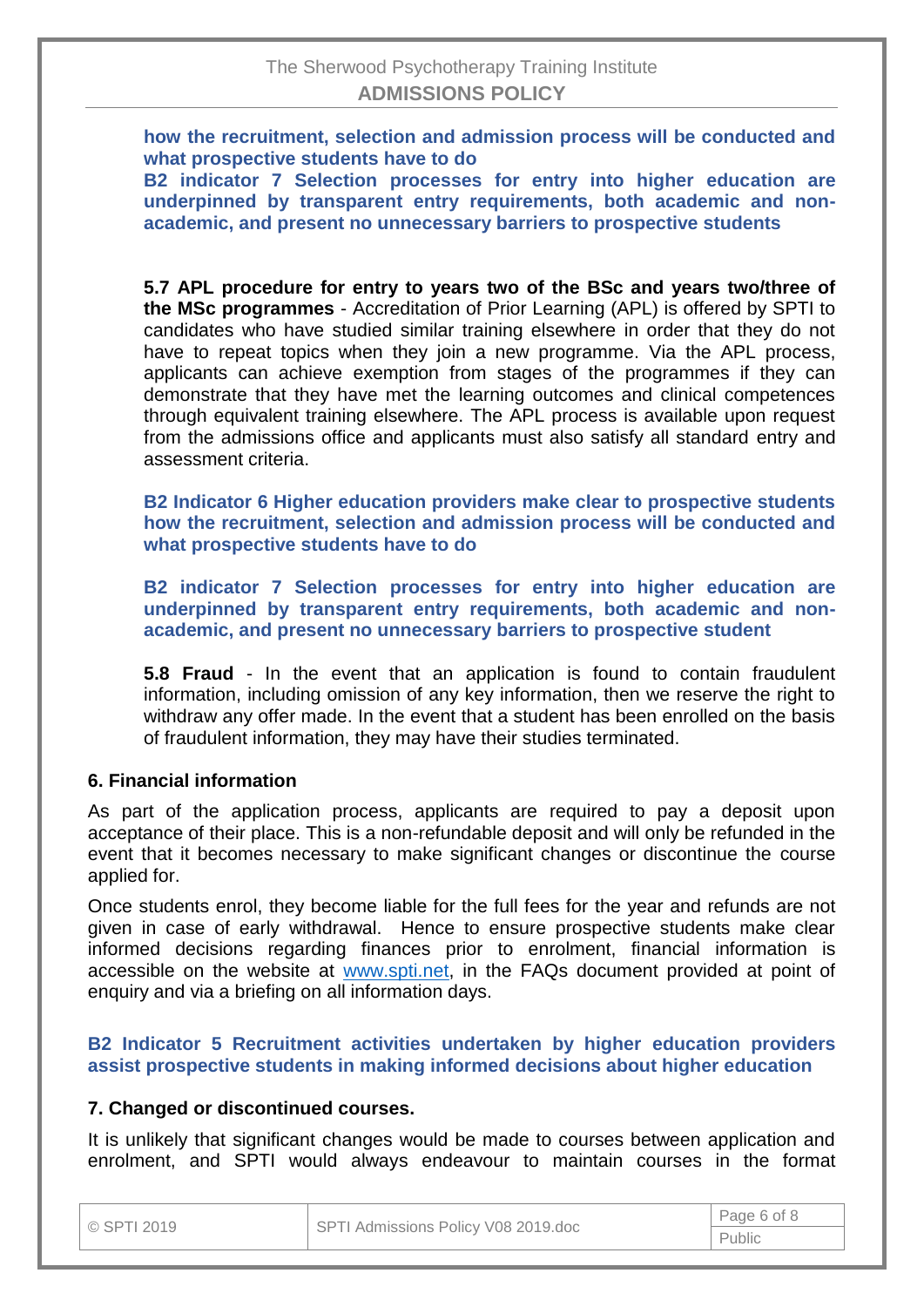**how the recruitment, selection and admission process will be conducted and what prospective students have to do**

**B2 indicator 7 Selection processes for entry into higher education are underpinned by transparent entry requirements, both academic and non-academic, and present no unnecessary barriers to prospective students**

**5.7 APL procedure for entry to years two of the BSc and years two/three of the MSc programmes** - Accreditation of Prior Learning (APL) is offered by SPTI to candidates who have studied similar training elsewhere in order that they do not have to repeat topics when they join a new programme. Via the APL process, applicants can achieve exemption from stages of the programmes if they can demonstrate that they have met the learning outcomes and clinical competences through equivalent training elsewhere. The APL process is available upon request from the admissions office and applicants must also satisfy all standard entry and assessment criteria.

**B2 Indicator 6 Higher education providers make clear to prospective students how the recruitment, selection and admission process will be conducted and what prospective students have to do**

**B2 indicator 7 Selection processes for entry into higher education are underpinned by transparent entry requirements, both academic and non-academic, and present no unnecessary barriers to prospective student**

**5.8 Fraud** - In the event that an application is found to contain fraudulent information, including omission of any key information, then we reserve the right to withdraw any offer made. In the event that a student has been enrolled on the basis of fraudulent information, they may have their studies terminated.

## 6. Financial information

As part of the application process, applicants are required to pay a deposit upon acceptance of their place. This is a non-refundable deposit and will only be refunded in the event that it becomes necessary to make significant changes or discontinue the course applied for.

Once students enrol, they become liable for the full fees for the year and refunds are not given in case of early withdrawal. Hence to ensure prospective students make clear informed decisions regarding finances prior to enrolment, financial information is accessible on the website at www.spti.net, in the FAQs document provided at point of enquiry and via a briefing on all information days.

**B2 Indicator 5 Recruitment activities undertaken by higher education providers assist prospective students in making informed decisions about higher education**

## 7. Changed or discontinued courses.

It is unlikely that significant changes would be made to courses between application and enrolment, and SPTI would always endeavour to maintain courses in the format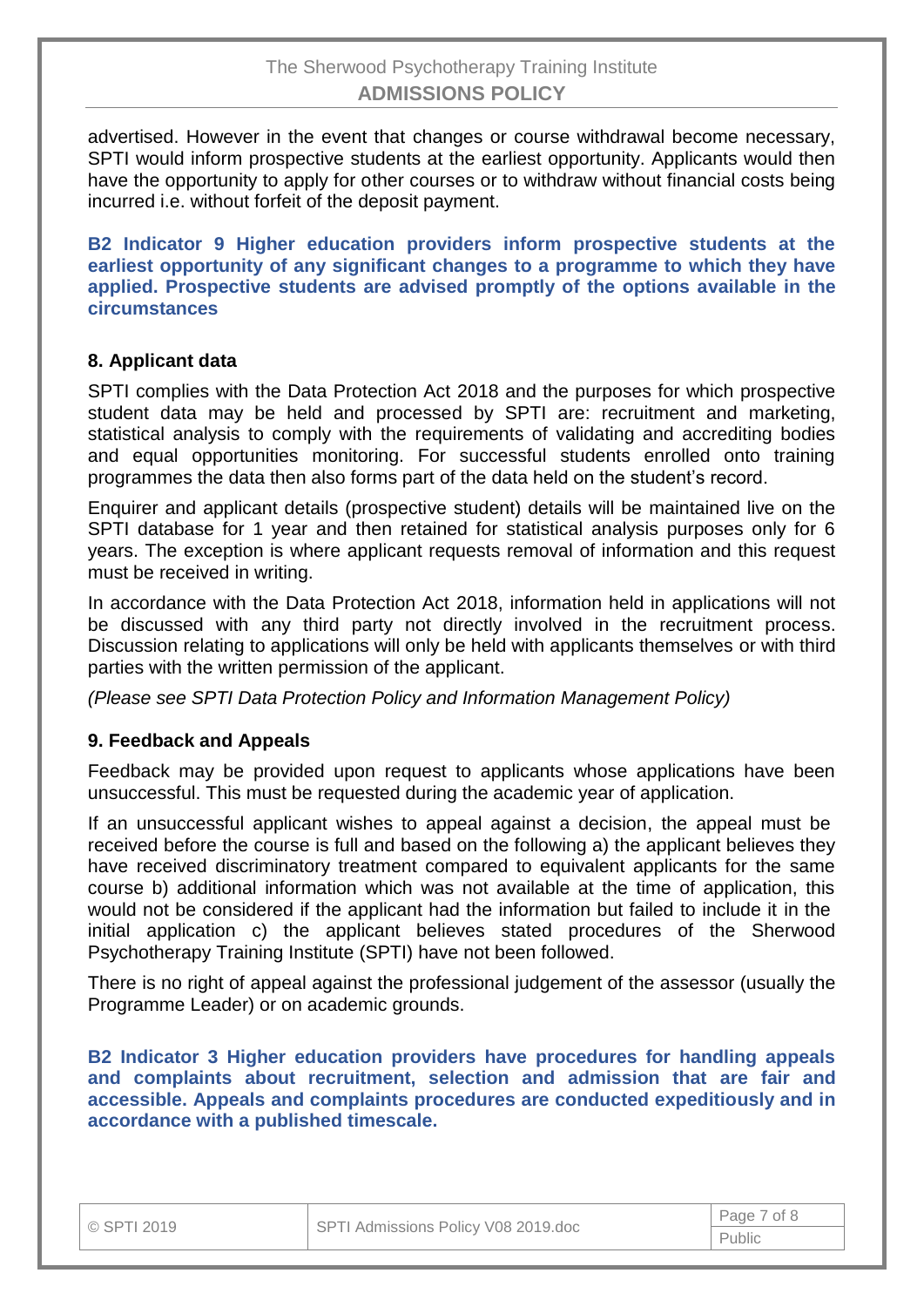advertised. However in the event that changes or course withdrawal become necessary, SPTI would inform prospective students at the earliest opportunity. Applicants would then have the opportunity to apply for other courses or to withdraw without financial costs being incurred i.e. without forfeit of the deposit payment.

**B2 Indicator 9 Higher education providers inform prospective students at the earliest opportunity of any significant changes to a programme to which they have applied. Prospective students are advised promptly of the options available in the circumstances**

### 8. Applicant data

SPTI complies with the Data Protection Act 2018 and the purposes for which prospective student data may be held and processed by SPTI are: recruitment and marketing, statistical analysis to comply with the requirements of validating and accrediting bodies and equal opportunities monitoring. For successful students enrolled onto training programmes the data then also forms part of the data held on the student's record.

Enquirer and applicant details (prospective student) details will be maintained live on the SPTI database for 1 year and then retained for statistical analysis purposes only for 6 years. The exception is where applicant requests removal of information and this request must be received in writing.

In accordance with the Data Protection Act 2018, information held in applications will not be discussed with any third party not directly involved in the recruitment process. Discussion relating to applications will only be held with applicants themselves or with third parties with the written permission of the applicant.

*(Please see SPTI Data Protection Policy and Information Management Policy)*

### 9. Feedback and Appeals

Feedback may be provided upon request to applicants whose applications have been unsuccessful. This must be requested during the academic year of application.

If an unsuccessful applicant wishes to appeal against a decision, the appeal must be received before the course is full and based on the following a) the applicant believes they have received discriminatory treatment compared to equivalent applicants for the same course b) additional information which was not available at the time of application, this would not be considered if the applicant had the information but failed to include it in the initial application c) the applicant believes stated procedures of the Sherwood Psychotherapy Training Institute (SPTI) have not been followed.

There is no right of appeal against the professional judgement of the assessor (usually the Programme Leader) or on academic grounds.

**B2 Indicator 3 Higher education providers have procedures for handling appeals and complaints about recruitment, selection and admission that are fair and accessible. Appeals and complaints procedures are conducted expeditiously and in accordance with a published timescale.**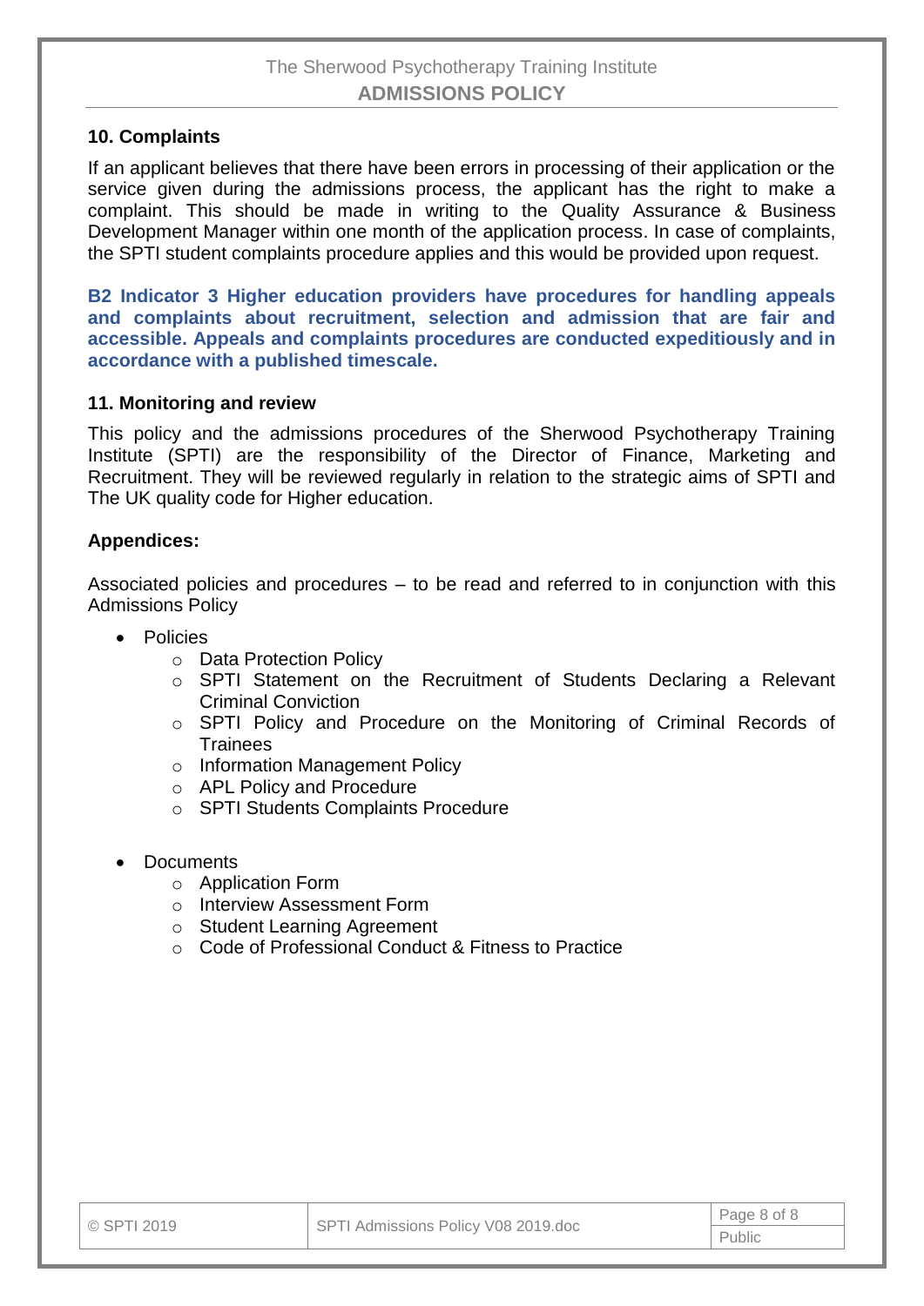## 10. Complaints

If an applicant believes that there have been errors in processing of their application or the service given during the admissions process, the applicant has the right to make a complaint. This should be made in writing to the Quality Assurance & Business Development Manager within one month of the application process. In case of complaints, the SPTI student complaints procedure applies and this would be provided upon request.

**B2 Indicator 3 Higher education providers have procedures for handling appeals and complaints about recruitment, selection and admission that are fair and accessible. Appeals and complaints procedures are conducted expeditiously and in accordance with a published timescale.**

## 11. Monitoring and review

This policy and the admissions procedures of the Sherwood Psychotherapy Training Institute (SPTI) are the responsibility of the Director of Finance, Marketing and Recruitment. They will be reviewed regularly in relation to the strategic aims of SPTI and The UK quality code for Higher education.

## Appendices:

Associated policies and procedures – to be read and referred to in conjunction with this Admissions Policy

- Policies
  - Data Protection Policy
  - SPTI Statement on the Recruitment of Students Declaring a Relevant Criminal Conviction
  - SPTI Policy and Procedure on the Monitoring of Criminal Records of Trainees
  - Information Management Policy
  - APL Policy and Procedure
  - SPTI Students Complaints Procedure

- Documents
  - Application Form
  - Interview Assessment Form
  - Student Learning Agreement
  - Code of Professional Conduct & Fitness to Practice